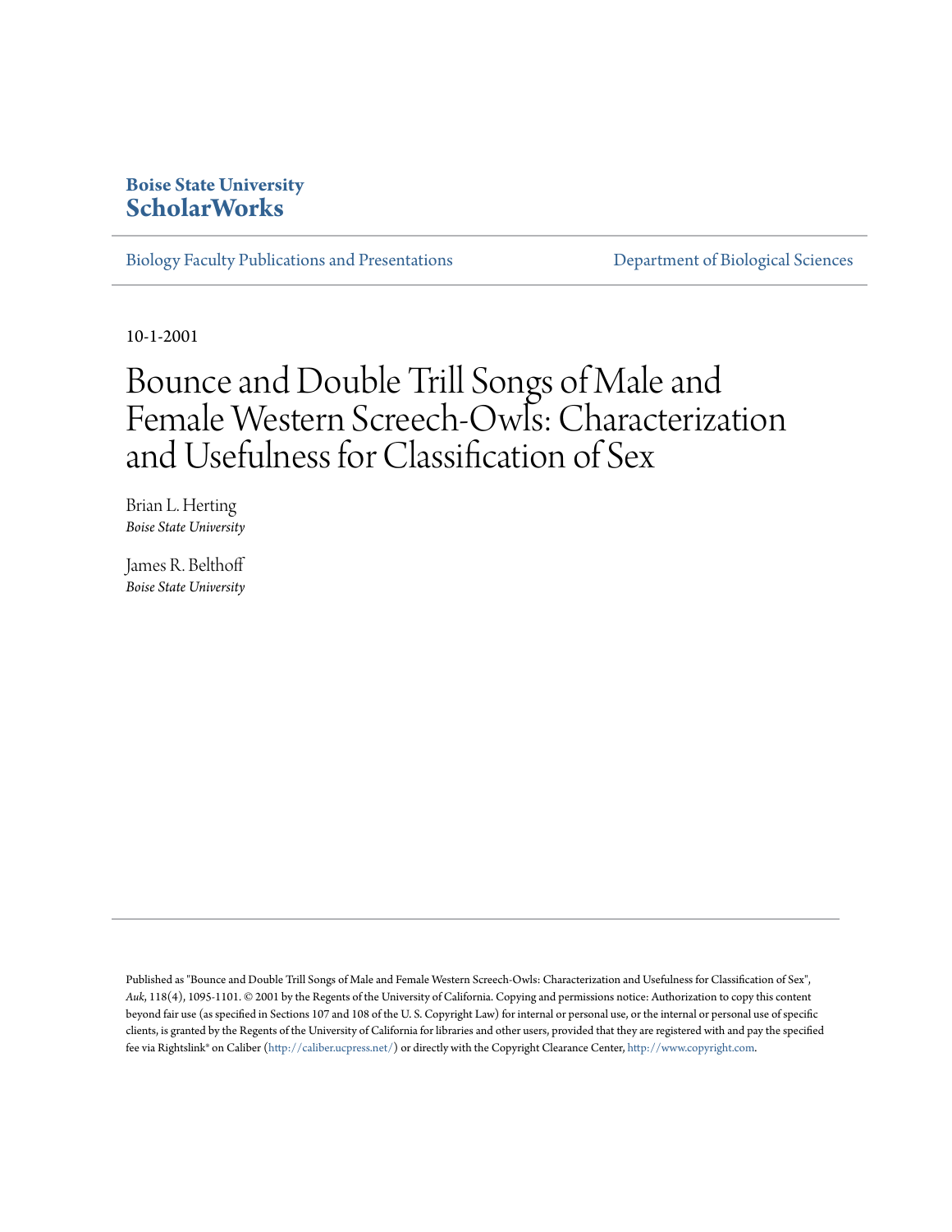**Boise State University**
**ScholarWorks**

Biology Faculty Publications and Presentations | Department of Biological Sciences

10-1-2001

# Bounce and Double Trill Songs of Male and Female Western Screech-Owls: Characterization and Usefulness for Classification of Sex

Brian L. Herting
*Boise State University*

James R. Belthoff
*Boise State University*

Published as "Bounce and Double Trill Songs of Male and Female Western Screech-Owls: Characterization and Usefulness for Classification of Sex", *Auk*, 118(4), 1095-1101. © 2001 by the Regents of the University of California. Copying and permissions notice: Authorization to copy this content beyond fair use (as specified in Sections 107 and 108 of the U. S. Copyright Law) for internal or personal use, or the internal or personal use of specific clients, is granted by the Regents of the University of California for libraries and other users, provided that they are registered with and pay the specified fee via Rightslink® on Caliber (http://caliber.ucpress.net/) or directly with the Copyright Clearance Center, http://www.copyright.com.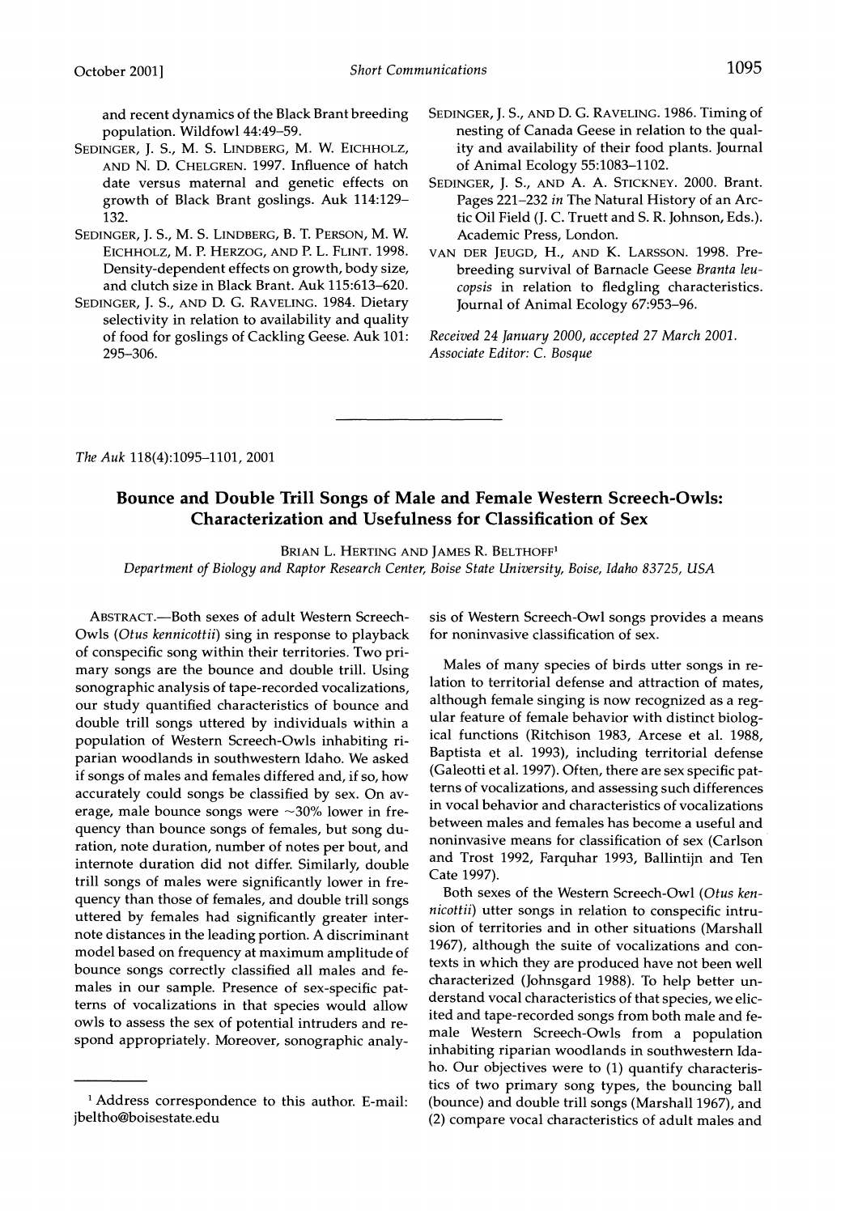and recent dynamics of the Black Brant breeding population. Wildfowl 44:49–59.

SEDINGER, J. S., M. S. LINDBERG, M. W. EICHHOLZ, AND N. D. CHELGREN. 1997. Influence of hatch date versus maternal and genetic effects on growth of Black Brant goslings. Auk 114:129–132.

SEDINGER, J. S., M. S. LINDBERG, B. T. PERSON, M. W. EICHHOLZ, M. P. HERZOG, AND P. L. FLINT. 1998. Density-dependent effects on growth, body size, and clutch size in Black Brant. Auk 115:613–620.

SEDINGER, J. S., AND D. G. RAVELING. 1984. Dietary selectivity in relation to availability and quality of food for goslings of Cackling Geese. Auk 101: 295–306.

SEDINGER, J. S., AND D. G. RAVELING. 1986. Timing of nesting of Canada Geese in relation to the quality and availability of their food plants. Journal of Animal Ecology 55:1083–1102.

SEDINGER, J. S., AND A. A. STICKNEY. 2000. Brant. Pages 221–232 *in* The Natural History of an Arctic Oil Field (J. C. Truett and S. R. Johnson, Eds.). Academic Press, London.

VAN DER JEUGD, H., AND K. LARSSON. 1998. Pre-breeding survival of Barnacle Geese *Branta leucopsis* in relation to fledgling characteristics. Journal of Animal Ecology 67:953–96.

*Received 24 January 2000, accepted 27 March 2001.*
*Associate Editor: C. Bosque*

---

*The Auk* 118(4):1095–1101, 2001

## Bounce and Double Trill Songs of Male and Female Western Screech-Owls: Characterization and Usefulness for Classification of Sex

BRIAN L. HERTING AND JAMES R. BELTHOFF[1]

*Department of Biology and Raptor Research Center, Boise State University, Boise, Idaho 83725, USA*

ABSTRACT.—Both sexes of adult Western Screech-Owls (*Otus kennicottii*) sing in response to playback of conspecific song within their territories. Two primary songs are the bounce and double trill. Using sonographic analysis of tape-recorded vocalizations, our study quantified characteristics of bounce and double trill songs uttered by individuals within a population of Western Screech-Owls inhabiting riparian woodlands in southwestern Idaho. We asked if songs of males and females differed and, if so, how accurately could songs be classified by sex. On average, male bounce songs were ~30% lower in frequency than bounce songs of females, but song duration, note duration, number of notes per bout, and internote duration did not differ. Similarly, double trill songs of males were significantly lower in frequency than those of females, and double trill songs uttered by females had significantly greater internote distances in the leading portion. A discriminant model based on frequency at maximum amplitude of bounce songs correctly classified all males and females in our sample. Presence of sex-specific patterns of vocalizations in that species would allow owls to assess the sex of potential intruders and respond appropriately. Moreover, sonographic analysis of Western Screech-Owl songs provides a means for noninvasive classification of sex.

Males of many species of birds utter songs in relation to territorial defense and attraction of mates, although female singing is now recognized as a regular feature of female behavior with distinct biological functions (Ritchison 1983, Arcese et al. 1988, Baptista et al. 1993), including territorial defense (Galeotti et al. 1997). Often, there are sex specific patterns of vocalizations, and assessing such differences in vocal behavior and characteristics of vocalizations between males and females has become a useful and noninvasive means for classification of sex (Carlson and Trost 1992, Farquhar 1993, Ballintijn and Ten Cate 1997).

Both sexes of the Western Screech-Owl (*Otus kennicottii*) utter songs in relation to conspecific intrusion of territories and in other situations (Marshall 1967), although the suite of vocalizations and contexts in which they are produced have not been well characterized (Johnsgard 1988). To help better understand vocal characteristics of that species, we elicited and tape-recorded songs from both male and female Western Screech-Owls from a population inhabiting riparian woodlands in southwestern Idaho. Our objectives were to (1) quantify characteristics of two primary song types, the bouncing ball (bounce) and double trill songs (Marshall 1967), and (2) compare vocal characteristics of adult males and

[1] Address correspondence to this author. E-mail: jbeltho@boisestate.edu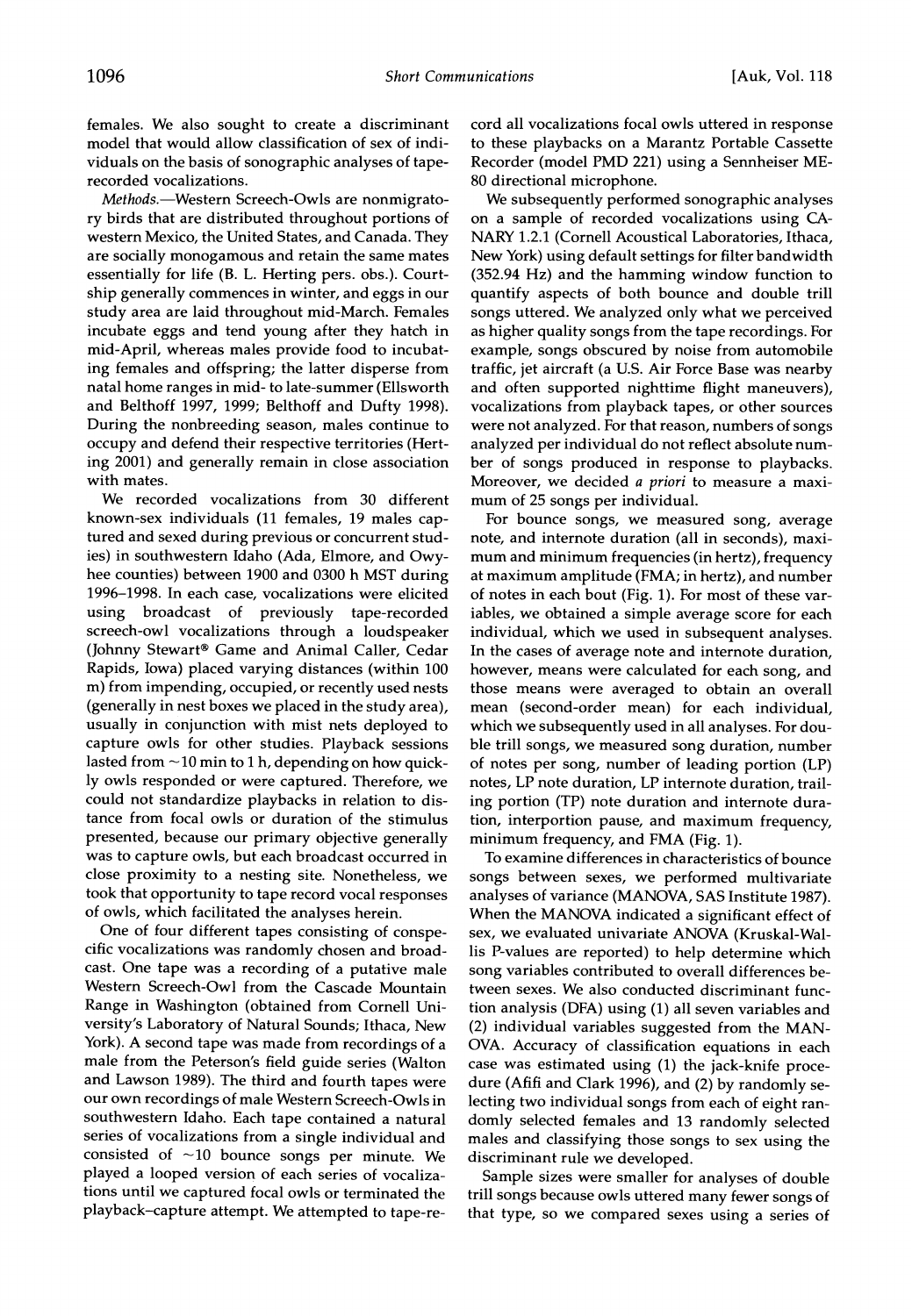females. We also sought to create a discriminant model that would allow classification of sex of individuals on the basis of sonographic analyses of tape-recorded vocalizations.

*Methods.*—Western Screech-Owls are nonmigratory birds that are distributed throughout portions of western Mexico, the United States, and Canada. They are socially monogamous and retain the same mates essentially for life (B. L. Herting pers. obs.). Courtship generally commences in winter, and eggs in our study area are laid throughout mid-March. Females incubate eggs and tend young after they hatch in mid-April, whereas males provide food to incubating females and offspring; the latter disperse from natal home ranges in mid- to late-summer (Ellsworth and Belthoff 1997, 1999; Belthoff and Dufty 1998). During the nonbreeding season, males continue to occupy and defend their respective territories (Herting 2001) and generally remain in close association with mates.

We recorded vocalizations from 30 different known-sex individuals (11 females, 19 males captured and sexed during previous or concurrent studies) in southwestern Idaho (Ada, Elmore, and Owyhee counties) between 1900 and 0300 h MST during 1996–1998. In each case, vocalizations were elicited using broadcast of previously tape-recorded screech-owl vocalizations through a loudspeaker (Johnny Stewart® Game and Animal Caller, Cedar Rapids, Iowa) placed varying distances (within 100 m) from impending, occupied, or recently used nests (generally in nest boxes we placed in the study area), usually in conjunction with mist nets deployed to capture owls for other studies. Playback sessions lasted from ~10 min to 1 h, depending on how quickly owls responded or were captured. Therefore, we could not standardize playbacks in relation to distance from focal owls or duration of the stimulus presented, because our primary objective generally was to capture owls, but each broadcast occurred in close proximity to a nesting site. Nonetheless, we took that opportunity to tape record vocal responses of owls, which facilitated the analyses herein.

One of four different tapes consisting of conspecific vocalizations was randomly chosen and broadcast. One tape was a recording of a putative male Western Screech-Owl from the Cascade Mountain Range in Washington (obtained from Cornell University's Laboratory of Natural Sounds; Ithaca, New York). A second tape was made from recordings of a male from the Peterson's field guide series (Walton and Lawson 1989). The third and fourth tapes were our own recordings of male Western Screech-Owls in southwestern Idaho. Each tape contained a natural series of vocalizations from a single individual and consisted of ~10 bounce songs per minute. We played a looped version of each series of vocalizations until we captured focal owls or terminated the playback–capture attempt. We attempted to tape-record all vocalizations focal owls uttered in response to these playbacks on a Marantz Portable Cassette Recorder (model PMD 221) using a Sennheiser ME-80 directional microphone.

We subsequently performed sonographic analyses on a sample of recorded vocalizations using CANARY 1.2.1 (Cornell Acoustical Laboratories, Ithaca, New York) using default settings for filter bandwidth (352.94 Hz) and the hamming window function to quantify aspects of both bounce and double trill songs uttered. We analyzed only what we perceived as higher quality songs from the tape recordings. For example, songs obscured by noise from automobile traffic, jet aircraft (a U.S. Air Force Base was nearby and often supported nighttime flight maneuvers), vocalizations from playback tapes, or other sources were not analyzed. For that reason, numbers of songs analyzed per individual do not reflect absolute number of songs produced in response to playbacks. Moreover, we decided *a priori* to measure a maximum of 25 songs per individual.

For bounce songs, we measured song, average note, and internote duration (all in seconds), maximum and minimum frequencies (in hertz), frequency at maximum amplitude (FMA; in hertz), and number of notes in each bout (Fig. 1). For most of these variables, we obtained a simple average score for each individual, which we used in subsequent analyses. In the cases of average note and internote duration, however, means were calculated for each song, and those means were averaged to obtain an overall mean (second-order mean) for each individual, which we subsequently used in all analyses. For double trill songs, we measured song duration, number of notes per song, number of leading portion (LP) notes, LP note duration, LP internote duration, trailing portion (TP) note duration and internote duration, interportion pause, and maximum frequency, minimum frequency, and FMA (Fig. 1).

To examine differences in characteristics of bounce songs between sexes, we performed multivariate analyses of variance (MANOVA, SAS Institute 1987). When the MANOVA indicated a significant effect of sex, we evaluated univariate ANOVA (Kruskal-Wallis P-values are reported) to help determine which song variables contributed to overall differences between sexes. We also conducted discriminant function analysis (DFA) using (1) all seven variables and (2) individual variables suggested from the MANOVA. Accuracy of classification equations in each case was estimated using (1) the jack-knife procedure (Afifi and Clark 1996), and (2) by randomly selecting two individual songs from each of eight randomly selected females and 13 randomly selected males and classifying those songs to sex using the discriminant rule we developed.

Sample sizes were smaller for analyses of double trill songs because owls uttered many fewer songs of that type, so we compared sexes using a series of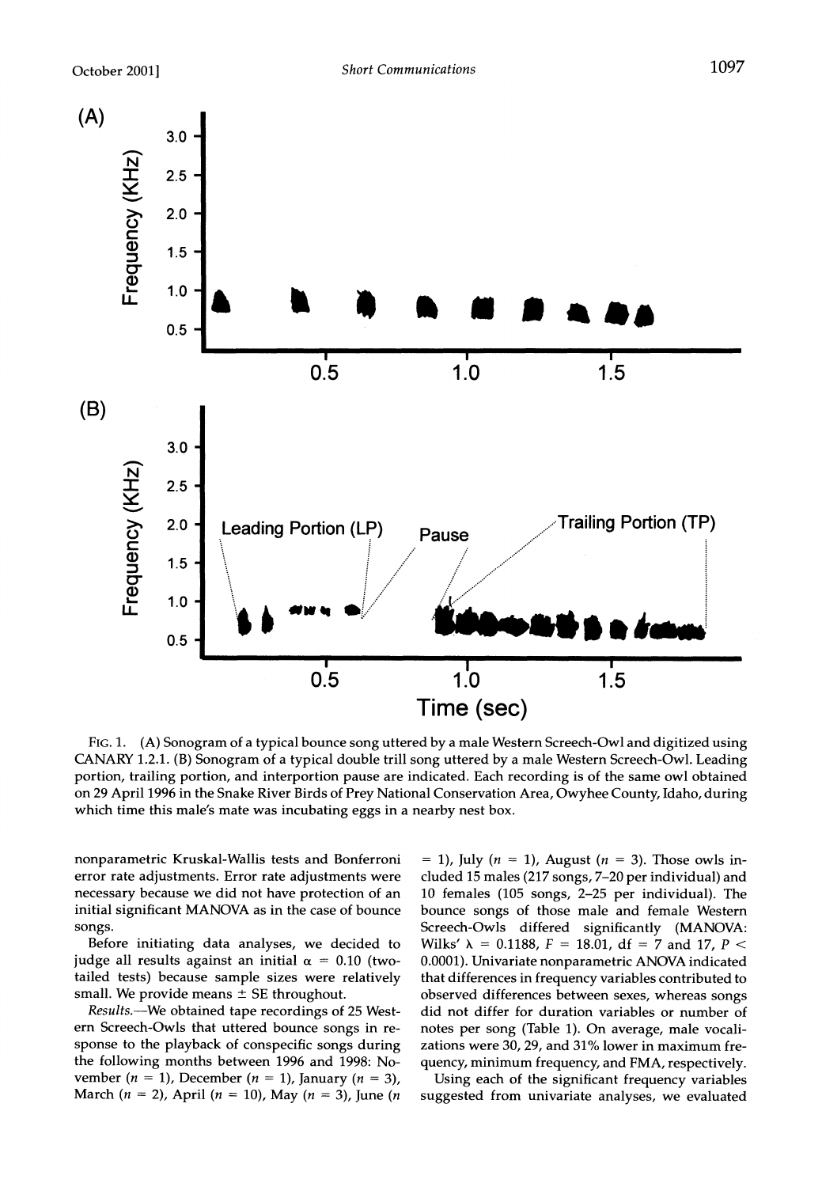FIG. 1. (A) Sonogram of a typical bounce song uttered by a male Western Screech-Owl and digitized using CANARY 1.2.1. (B) Sonogram of a typical double trill song uttered by a male Western Screech-Owl. Leading portion, trailing portion, and interportion pause are indicated. Each recording is of the same owl obtained on 29 April 1996 in the Snake River Birds of Prey National Conservation Area, Owyhee County, Idaho, during which time this male's mate was incubating eggs in a nearby nest box.

nonparametric Kruskal-Wallis tests and Bonferroni error rate adjustments. Error rate adjustments were necessary because we did not have protection of an initial significant MANOVA as in the case of bounce songs.

Before initiating data analyses, we decided to judge all results against an initial $\alpha = 0.10$ (two-tailed tests) because sample sizes were relatively small. We provide means $\pm$ SE throughout.

*Results.*—We obtained tape recordings of 25 Western Screech-Owls that uttered bounce songs in response to the playback of conspecific songs during the following months between 1996 and 1998: November ($n = 1$), December ($n = 1$), January ($n = 3$), March ($n = 2$), April ($n = 10$), May ($n = 3$), June ($n = 1$), July ($n = 1$), August ($n = 3$). Those owls included 15 males (217 songs, 7–20 per individual) and 10 females (105 songs, 2–25 per individual). The bounce songs of those male and female Western Screech-Owls differed significantly (MANOVA: Wilks' $\lambda = 0.1188$, $F = 18.01$, df = 7 and 17, $P < 0.0001$). Univariate nonparametric ANOVA indicated that differences in frequency variables contributed to observed differences between sexes, whereas songs did not differ for duration variables or number of notes per song (Table 1). On average, male vocalizations were 30, 29, and 31% lower in maximum frequency, minimum frequency, and FMA, respectively.

Using each of the significant frequency variables suggested from univariate analyses, we evaluated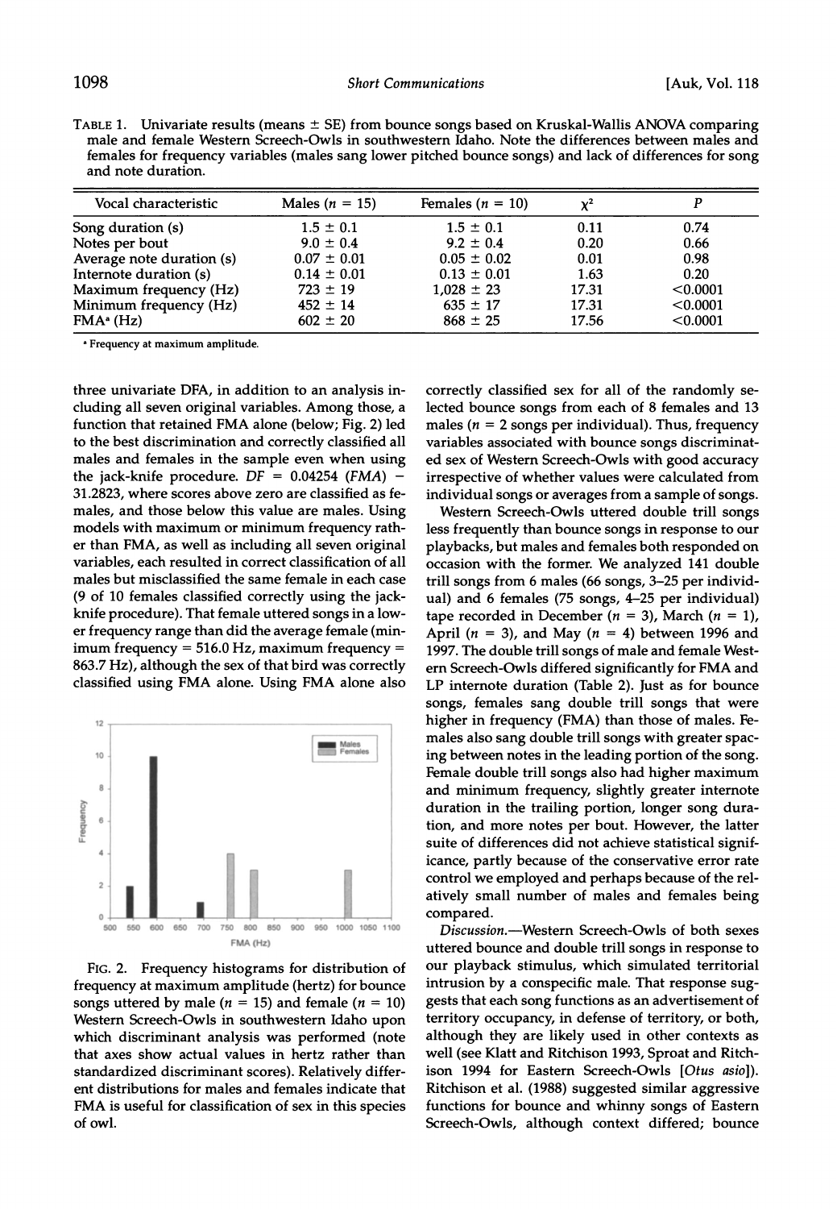TABLE 1. Univariate results (means ± SE) from bounce songs based on Kruskal-Wallis ANOVA comparing male and female Western Screech-Owls in southwestern Idaho. Note the differences between males and females for frequency variables (males sang lower pitched bounce songs) and lack of differences for song and note duration.

| Vocal characteristic | Males ($n$ = 15) | Females ($n$ = 10) | $\chi^2$ | $P$ |
|---|---|---|---|---|
| Song duration (s) | 1.5 ± 0.1 | 1.5 ± 0.1 | 0.11 | 0.74 |
| Notes per bout | 9.0 ± 0.4 | 9.2 ± 0.4 | 0.20 | 0.66 |
| Average note duration (s) | 0.07 ± 0.01 | 0.05 ± 0.02 | 0.01 | 0.98 |
| Internote duration (s) | 0.14 ± 0.01 | 0.13 ± 0.01 | 1.63 | 0.20 |
| Maximum frequency (Hz) | 723 ± 19 | 1,028 ± 23 | 17.31 | <0.0001 |
| Minimum frequency (Hz) | 452 ± 14 | 635 ± 17 | 17.31 | <0.0001 |
| FMA[a] (Hz) | 602 ± 20 | 868 ± 25 | 17.56 | <0.0001 |

[a] Frequency at maximum amplitude.

three univariate DFA, in addition to an analysis including all seven original variables. Among those, a function that retained FMA alone (below; Fig. 2) led to the best discrimination and correctly classified all males and females in the sample even when using the jack-knife procedure. $DF = 0.04254\ (FMA) - 31.2823$, where scores above zero are classified as females, and those below this value are males. Using models with maximum or minimum frequency rather than FMA, as well as including all seven original variables, each resulted in correct classification of all males but misclassified the same female in each case (9 of 10 females classified correctly using the jack-knife procedure). That female uttered songs in a lower frequency range than did the average female (minimum frequency = 516.0 Hz, maximum frequency = 863.7 Hz), although the sex of that bird was correctly classified using FMA alone. Using FMA alone also correctly classified sex for all of the randomly selected bounce songs from each of 8 females and 13 males ($n$ = 2 songs per individual). Thus, frequency variables associated with bounce songs discriminated sex of Western Screech-Owls with good accuracy irrespective of whether values were calculated from individual songs or averages from a sample of songs.

FIG. 2. Frequency histograms for distribution of frequency at maximum amplitude (hertz) for bounce songs uttered by male ($n$ = 15) and female ($n$ = 10) Western Screech-Owls in southwestern Idaho upon which discriminant analysis was performed (note that axes show actual values in hertz rather than standardized discriminant scores). Relatively different distributions for males and females indicate that FMA is useful for classification of sex in this species of owl.

Western Screech-Owls uttered double trill songs less frequently than bounce songs in response to our playbacks, but males and females both responded on occasion with the former. We analyzed 141 double trill songs from 6 males (66 songs, 3–25 per individual) and 6 females (75 songs, 4–25 per individual) tape recorded in December ($n$ = 3), March ($n$ = 1), April ($n$ = 3), and May ($n$ = 4) between 1996 and 1997. The double trill songs of male and female Western Screech-Owls differed significantly for FMA and LP internote duration (Table 2). Just as for bounce songs, females sang double trill songs that were higher in frequency (FMA) than those of males. Females also sang double trill songs with greater spacing between notes in the leading portion of the song. Female double trill songs also had higher maximum and minimum frequency, slightly greater internote duration in the trailing portion, longer song duration, and more notes per bout. However, the latter suite of differences did not achieve statistical significance, partly because of the conservative error rate control we employed and perhaps because of the relatively small number of males and females being compared.

*Discussion*.—Western Screech-Owls of both sexes uttered bounce and double trill songs in response to our playback stimulus, which simulated territorial intrusion by a conspecific male. That response suggests that each song functions as an advertisement of territory occupancy, in defense of territory, or both, although they are likely used in other contexts as well (see Klatt and Ritchison 1993, Sproat and Ritchison 1994 for Eastern Screech-Owls [*Otus asio*]). Ritchison et al. (1988) suggested similar aggressive functions for bounce and whinny songs of Eastern Screech-Owls, although context differed; bounce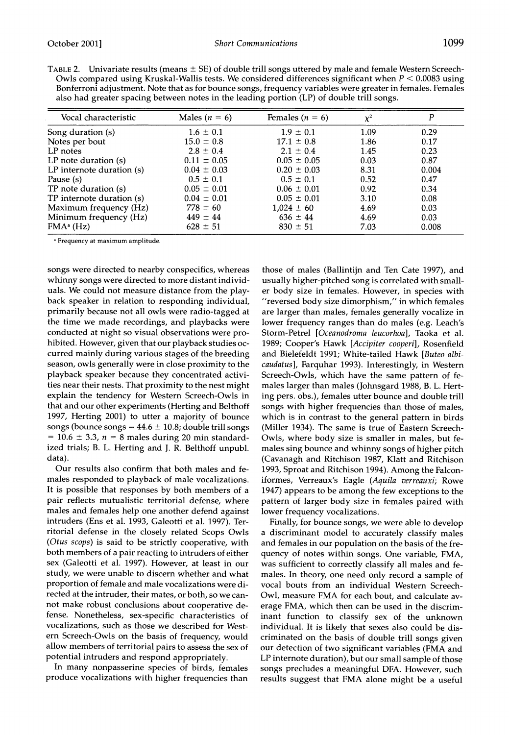TABLE 2. Univariate results (means ± SE) of double trill songs uttered by male and female Western Screech-Owls compared using Kruskal-Wallis tests. We considered differences significant when $P < 0.0083$ using Bonferroni adjustment. Note that as for bounce songs, frequency variables were greater in females. Females also had greater spacing between notes in the leading portion (LP) of double trill songs.

| Vocal characteristic | Males ($n$ = 6) | Females ($n$ = 6) | $\chi^2$ | $P$ |
|---|---|---|---|---|
| Song duration (s) | 1.6 ± 0.1 | 1.9 ± 0.1 | 1.09 | 0.29 |
| Notes per bout | 15.0 ± 0.8 | 17.1 ± 0.8 | 1.86 | 0.17 |
| LP notes | 2.8 ± 0.4 | 2.1 ± 0.4 | 1.45 | 0.23 |
| LP note duration (s) | 0.11 ± 0.05 | 0.05 ± 0.05 | 0.03 | 0.87 |
| LP internote duration (s) | 0.04 ± 0.03 | 0.20 ± 0.03 | 8.31 | 0.004 |
| Pause (s) | 0.5 ± 0.1 | 0.5 ± 0.1 | 0.52 | 0.47 |
| TP note duration (s) | 0.05 ± 0.01 | 0.06 ± 0.01 | 0.92 | 0.34 |
| TP internote duration (s) | 0.04 ± 0.01 | 0.05 ± 0.01 | 3.10 | 0.08 |
| Maximum frequency (Hz) | 778 ± 60 | 1,024 ± 60 | 4.69 | 0.03 |
| Minimum frequency (Hz) | 449 ± 44 | 636 ± 44 | 4.69 | 0.03 |
| FMA[a] (Hz) | 628 ± 51 | 830 ± 51 | 7.03 | 0.008 |

[a] Frequency at maximum amplitude.

songs were directed to nearby conspecifics, whereas whinny songs were directed to more distant individuals. We could not measure distance from the playback speaker in relation to responding individual, primarily because not all owls were radio-tagged at the time we made recordings, and playbacks were conducted at night so visual observations were prohibited. However, given that our playback studies occurred mainly during various stages of the breeding season, owls generally were in close proximity to the playback speaker because they concentrated activities near their nests. That proximity to the nest might explain the tendency for Western Screech-Owls in that and our other experiments (Herting and Belthoff 1997, Herting 2001) to utter a majority of bounce songs (bounce songs = 44.6 ± 10.8; double trill songs = 10.6 ± 3.3, $n$ = 8 males during 20 min standardized trials; B. L. Herting and J. R. Belthoff unpubl. data).

Our results also confirm that both males and females responded to playback of male vocalizations. It is possible that responses by both members of a pair reflects mutualistic territorial defense, where males and females help one another defend against intruders (Ens et al. 1993, Galeotti et al. 1997). Territorial defense in the closely related Scops Owls (*Otus scops*) is said to be strictly cooperative, with both members of a pair reacting to intruders of either sex (Galeotti et al. 1997). However, at least in our study, we were unable to discern whether and what proportion of female and male vocalizations were directed at the intruder, their mates, or both, so we cannot make robust conclusions about cooperative defense. Nonetheless, sex-specific characteristics of vocalizations, such as those we described for Western Screech-Owls on the basis of frequency, would allow members of territorial pairs to assess the sex of potential intruders and respond appropriately.

In many nonpasserine species of birds, females produce vocalizations with higher frequencies than those of males (Ballintijn and Ten Cate 1997), and usually higher-pitched song is correlated with smaller body size in females. However, in species with "reversed body size dimorphism," in which females are larger than males, females generally vocalize in lower frequency ranges than do males (e.g. Leach's Storm-Petrel [*Oceanodroma leucorhoa*], Taoka et al. 1989; Cooper's Hawk [*Accipiter cooperi*], Rosenfield and Bielefeldt 1991; White-tailed Hawk [*Buteo albicaudatus*], Farquhar 1993). Interestingly, in Western Screech-Owls, which have the same pattern of females larger than males (Johnsgard 1988, B. L. Herting pers. obs.), females utter bounce and double trill songs with higher frequencies than those of males, which is in contrast to the general pattern in birds (Miller 1934). The same is true of Eastern Screech-Owls, where body size is smaller in males, but females sing bounce and whinny songs of higher pitch (Cavanagh and Ritchison 1987, Klatt and Ritchison 1993, Sproat and Ritchison 1994). Among the Falconiformes, Verreaux's Eagle (*Aquila verreauxi*; Rowe 1947) appears to be among the few exceptions to the pattern of larger body size in females paired with lower frequency vocalizations.

Finally, for bounce songs, we were able to develop a discriminant model to accurately classify males and females in our population on the basis of the frequency of notes within songs. One variable, FMA, was sufficient to correctly classify all males and females. In theory, one need only record a sample of vocal bouts from an individual Western Screech-Owl, measure FMA for each bout, and calculate average FMA, which then can be used in the discriminant function to classify sex of the unknown individual. It is likely that sexes also could be discriminated on the basis of double trill songs given our detection of two significant variables (FMA and LP internote duration), but our small sample of those songs precludes a meaningful DFA. However, such results suggest that FMA alone might be a useful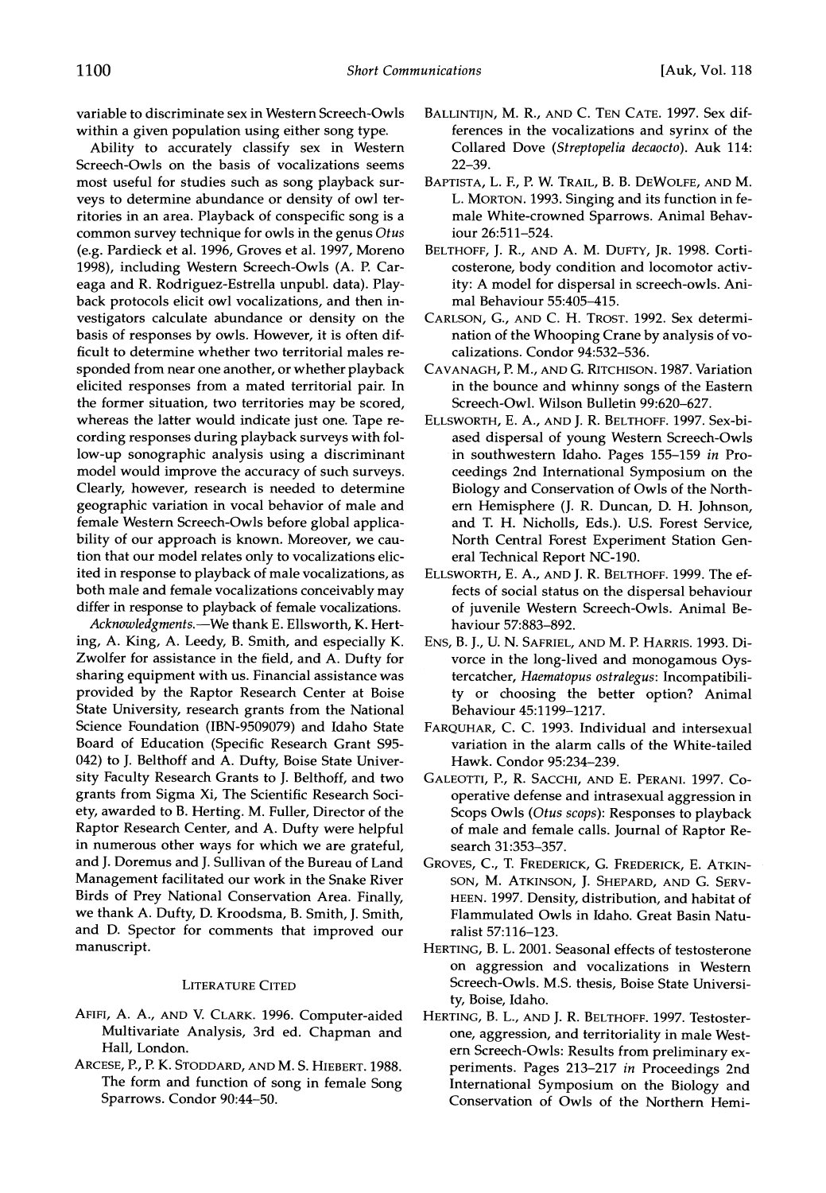variable to discriminate sex in Western Screech-Owls within a given population using either song type.

Ability to accurately classify sex in Western Screech-Owls on the basis of vocalizations seems most useful for studies such as song playback surveys to determine abundance or density of owl territories in an area. Playback of conspecific song is a common survey technique for owls in the genus *Otus* (e.g. Pardieck et al. 1996, Groves et al. 1997, Moreno 1998), including Western Screech-Owls (A. P. Careaga and R. Rodriguez-Estrella unpubl. data). Playback protocols elicit owl vocalizations, and then investigators calculate abundance or density on the basis of responses by owls. However, it is often difficult to determine whether two territorial males responded from near one another, or whether playback elicited responses from a mated territorial pair. In the former situation, two territories may be scored, whereas the latter would indicate just one. Tape recording responses during playback surveys with follow-up sonographic analysis using a discriminant model would improve the accuracy of such surveys. Clearly, however, research is needed to determine geographic variation in vocal behavior of male and female Western Screech-Owls before global applicability of our approach is known. Moreover, we caution that our model relates only to vocalizations elicited in response to playback of male vocalizations, as both male and female vocalizations conceivably may differ in response to playback of female vocalizations.

*Acknowledgments.*—We thank E. Ellsworth, K. Herting, A. King, A. Leedy, B. Smith, and especially K. Zwolfer for assistance in the field, and A. Dufty for sharing equipment with us. Financial assistance was provided by the Raptor Research Center at Boise State University, research grants from the National Science Foundation (IBN-9509079) and Idaho State Board of Education (Specific Research Grant S95-042) to J. Belthoff and A. Dufty, Boise State University Faculty Research Grants to J. Belthoff, and two grants from Sigma Xi, The Scientific Research Society, awarded to B. Herting. M. Fuller, Director of the Raptor Research Center, and A. Dufty were helpful in numerous other ways for which we are grateful, and J. Doremus and J. Sullivan of the Bureau of Land Management facilitated our work in the Snake River Birds of Prey National Conservation Area. Finally, we thank A. Dufty, D. Kroodsma, B. Smith, J. Smith, and D. Spector for comments that improved our manuscript.

## Literature Cited

Afifi, A. A., and V. Clark. 1996. Computer-aided Multivariate Analysis, 3rd ed. Chapman and Hall, London.

Arcese, P., P. K. Stoddard, and M. S. Hiebert. 1988. The form and function of song in female Song Sparrows. Condor 90:44–50.

Ballintijn, M. R., and C. ten Cate. 1997. Sex differences in the vocalizations and syrinx of the Collared Dove (*Streptopelia decaocto*). Auk 114: 22–39.

Baptista, L. F., P. W. Trail, B. B. DeWolfe, and M. L. Morton. 1993. Singing and its function in female White-crowned Sparrows. Animal Behaviour 26:511–524.

Belthoff, J. R., and A. M. Dufty, Jr. 1998. Corticosterone, body condition and locomotor activity: A model for dispersal in screech-owls. Animal Behaviour 55:405–415.

Carlson, G., and C. H. Trost. 1992. Sex determination of the Whooping Crane by analysis of vocalizations. Condor 94:532–536.

Cavanagh, P. M., and G. Ritchison. 1987. Variation in the bounce and whinny songs of the Eastern Screech-Owl. Wilson Bulletin 99:620–627.

Ellsworth, E. A., and J. R. Belthoff. 1997. Sex-biased dispersal of young Western Screech-Owls in southwestern Idaho. Pages 155–159 *in* Proceedings 2nd International Symposium on the Biology and Conservation of Owls of the Northern Hemisphere (J. R. Duncan, D. H. Johnson, and T. H. Nicholls, Eds.). U.S. Forest Service, North Central Forest Experiment Station General Technical Report NC-190.

Ellsworth, E. A., and J. R. Belthoff. 1999. The effects of social status on the dispersal behaviour of juvenile Western Screech-Owls. Animal Behaviour 57:883–892.

Ens, B. J., U. N. Safriel, and M. P. Harris. 1993. Divorce in the long-lived and monogamous Oystercatcher, *Haematopus ostralegus*: Incompatibility or choosing the better option? Animal Behaviour 45:1199–1217.

Farquhar, C. C. 1993. Individual and intersexual variation in the alarm calls of the White-tailed Hawk. Condor 95:234–239.

Galeotti, P., R. Sacchi, and E. Perani. 1997. Cooperative defense and intrasexual aggression in Scops Owls (*Otus scops*): Responses to playback of male and female calls. Journal of Raptor Research 31:353–357.

Groves, C., T. Frederick, G. Frederick, E. Atkinson, M. Atkinson, J. Shepard, and G. Servheen. 1997. Density, distribution, and habitat of Flammulated Owls in Idaho. Great Basin Naturalist 57:116–123.

Herting, B. L. 2001. Seasonal effects of testosterone on aggression and vocalizations in Western Screech-Owls. M.S. thesis, Boise State University, Boise, Idaho.

Herting, B. L., and J. R. Belthoff. 1997. Testosterone, aggression, and territoriality in male Western Screech-Owls: Results from preliminary experiments. Pages 213–217 *in* Proceedings 2nd International Symposium on the Biology and Conservation of Owls of the Northern Hemi-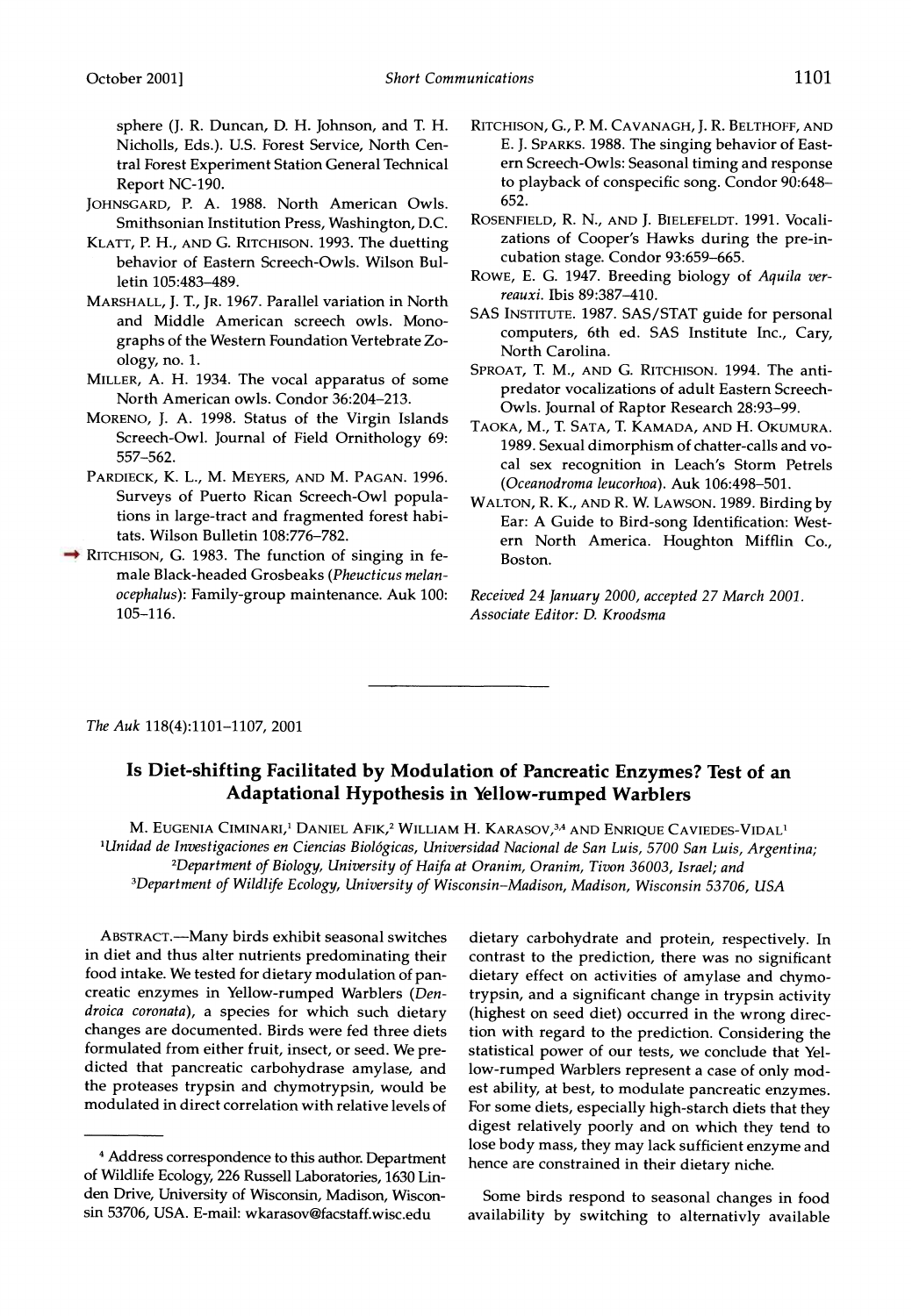sphere (J. R. Duncan, D. H. Johnson, and T. H. Nicholls, Eds.). U.S. Forest Service, North Central Forest Experiment Station General Technical Report NC-190.

JOHNSGARD, P. A. 1988. North American Owls. Smithsonian Institution Press, Washington, D.C.

KLATT, P. H., AND G. RITCHISON. 1993. The duetting behavior of Eastern Screech-Owls. Wilson Bulletin 105:483–489.

MARSHALL, J. T., JR. 1967. Parallel variation in North and Middle American screech owls. Monographs of the Western Foundation Vertebrate Zoology, no. 1.

MILLER, A. H. 1934. The vocal apparatus of some North American owls. Condor 36:204–213.

MORENO, J. A. 1998. Status of the Virgin Islands Screech-Owl. Journal of Field Ornithology 69: 557–562.

PARDIECK, K. L., M. MEYERS, AND M. PAGAN. 1996. Surveys of Puerto Rican Screech-Owl populations in large-tract and fragmented forest habitats. Wilson Bulletin 108:776–782.

RITCHISON, G. 1983. The function of singing in female Black-headed Grosbeaks (*Pheucticus melanocephalus*): Family-group maintenance. Auk 100: 105–116.

RITCHISON, G., P. M. CAVANAGH, J. R. BELTHOFF, AND E. J. SPARKS. 1988. The singing behavior of Eastern Screech-Owls: Seasonal timing and response to playback of conspecific song. Condor 90:648–652.

ROSENFIELD, R. N., AND J. BIELEFELDT. 1991. Vocalizations of Cooper's Hawks during the pre-incubation stage. Condor 93:659–665.

ROWE, E. G. 1947. Breeding biology of *Aquila verreauxi*. Ibis 89:387–410.

SAS INSTITUTE. 1987. SAS/STAT guide for personal computers, 6th ed. SAS Institute Inc., Cary, North Carolina.

SPROAT, T. M., AND G. RITCHISON. 1994. The anti-predator vocalizations of adult Eastern Screech-Owls. Journal of Raptor Research 28:93–99.

TAOKA, M., T. SATA, T. KAMADA, AND H. OKUMURA. 1989. Sexual dimorphism of chatter-calls and vocal sex recognition in Leach's Storm Petrels (*Oceanodroma leucorhoa*). Auk 106:498–501.

WALTON, R. K., AND R. W. LAWSON. 1989. Birding by Ear: A Guide to Bird-song Identification: Western North America. Houghton Mifflin Co., Boston.

*Received 24 January 2000, accepted 27 March 2001.*
*Associate Editor: D. Kroodsma*

---

*The Auk* 118(4):1101–1107, 2001

## Is Diet-shifting Facilitated by Modulation of Pancreatic Enzymes? Test of an Adaptational Hypothesis in Yellow-rumped Warblers

M. EUGENIA CIMINARI,[1] DANIEL AFIK,[2] WILLIAM H. KARASOV,[3,4] AND ENRIQUE CAVIEDES-VIDAL[1]

[1]*Unidad de Investigaciones en Ciencias Biológicas, Universidad Nacional de San Luis, 5700 San Luis, Argentina;*
[2]*Department of Biology, University of Haifa at Oranim, Oranim, Tivon 36003, Israel; and*
[3]*Department of Wildlife Ecology, University of Wisconsin–Madison, Madison, Wisconsin 53706, USA*

ABSTRACT.—Many birds exhibit seasonal switches in diet and thus alter nutrients predominating their food intake. We tested for dietary modulation of pancreatic enzymes in Yellow-rumped Warblers (*Dendroica coronata*), a species for which such dietary changes are documented. Birds were fed three diets formulated from either fruit, insect, or seed. We predicted that pancreatic carbohydrase amylase, and the proteases trypsin and chymotrypsin, would be modulated in direct correlation with relative levels of dietary carbohydrate and protein, respectively. In contrast to the prediction, there was no significant dietary effect on activities of amylase and chymotrypsin, and a significant change in trypsin activity (highest on seed diet) occurred in the wrong direction with regard to the prediction. Considering the statistical power of our tests, we conclude that Yellow-rumped Warblers represent a case of only modest ability, at best, to modulate pancreatic enzymes. For some diets, especially high-starch diets that they digest relatively poorly and on which they tend to lose body mass, they may lack sufficient enzyme and hence are constrained in their dietary niche.

[4] Address correspondence to this author. Department of Wildlife Ecology, 226 Russell Laboratories, 1630 Linden Drive, University of Wisconsin, Madison, Wisconsin 53706, USA. E-mail: wkarasov@facstaff.wisc.edu

Some birds respond to seasonal changes in food availability by switching to alternativly available